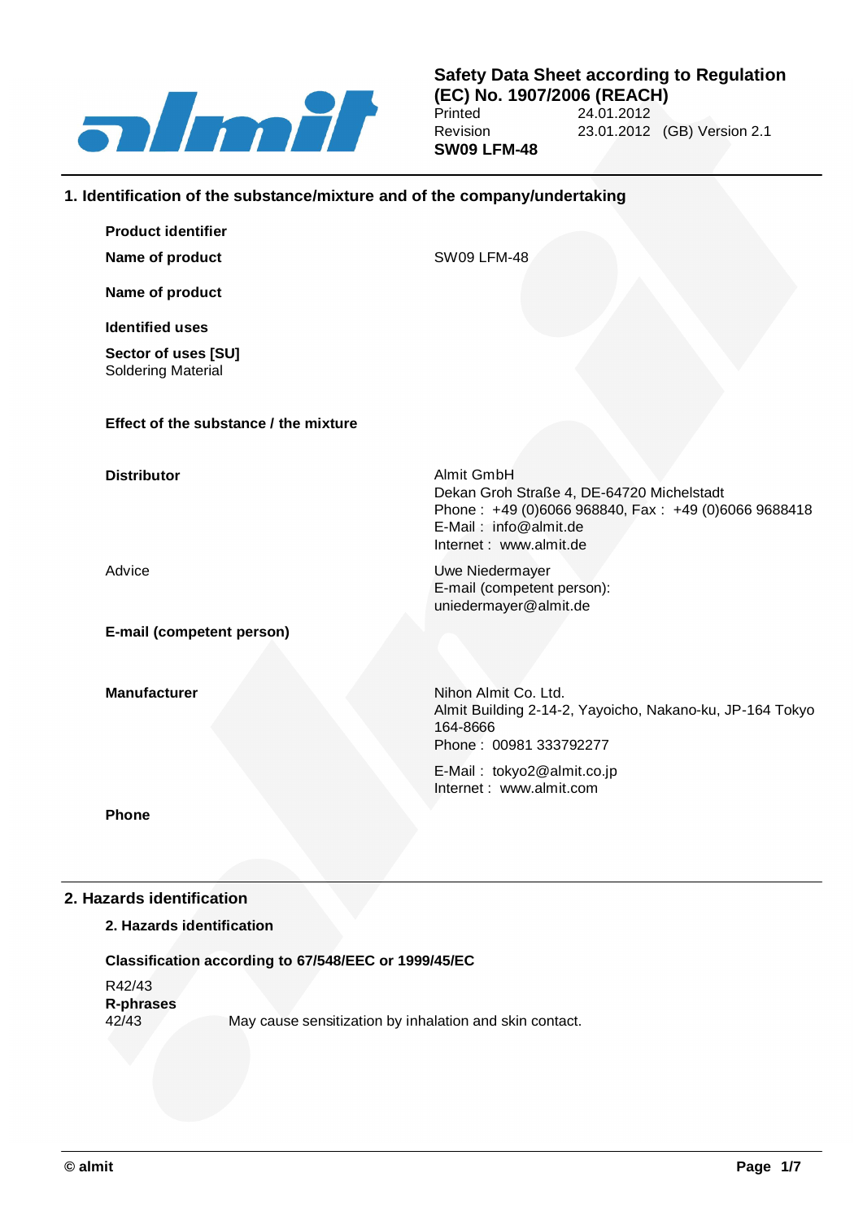**Safety Data Sheet according to Regulation (EC) No. 1907/2006 (REACH)**

Printed 24.01.2012
Revision 23.01.2012 (GB) Version 2.1
**SW09 LFM-48**

## 1. Identification of the substance/mixture and of the company/undertaking

**Product identifier**

**Name of product** SW09 LFM-48

**Name of product**

**Identified uses**

**Sector of uses [SU]**
Soldering Material

**Effect of the substance / the mixture**

**Distributor**

Almit GmbH
Dekan Groh Straße 4, DE-64720 Michelstadt
Phone : +49 (0)6066 968840, Fax : +49 (0)6066 9688418
E-Mail : info@almit.de
Internet : www.almit.de

Advice

Uwe Niedermayer
E-mail (competent person):
uniedermayer@almit.de

**E-mail (competent person)**

**Manufacturer**

Nihon Almit Co. Ltd.
Almit Building 2-14-2, Yayoicho, Nakano-ku, JP-164 Tokyo 164-8666
Phone : 00981 333792277

E-Mail : tokyo2@almit.co.jp
Internet : www.almit.com

**Phone**

## 2. Hazards identification

**2. Hazards identification**

**Classification according to 67/548/EEC or 1999/45/EC**

R42/43
**R-phrases**
42/43 May cause sensitization by inhalation and skin contact.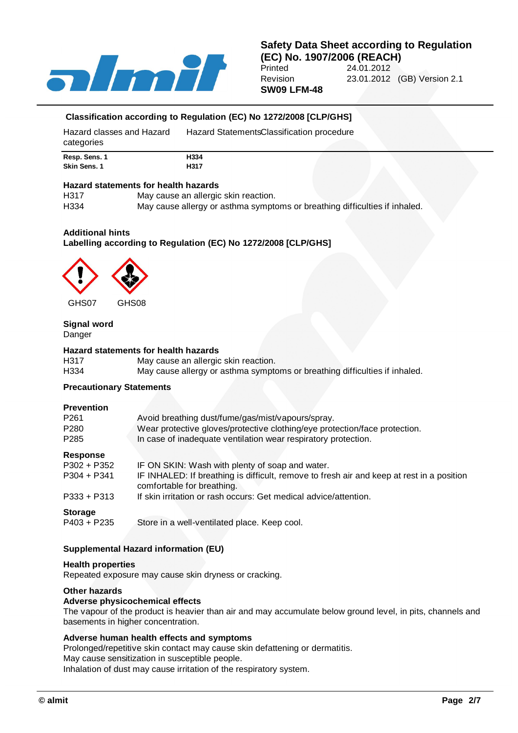## Classification according to Regulation (EC) No 1272/2008 [CLP/GHS]

| Hazard classes and Hazard categories | Hazard Statements | Classification procedure |
|---|---|---|
| **Resp. Sens. 1** | **H334** | |
| **Skin Sens. 1** | **H317** | |

**Hazard statements for health hazards**

H317 May cause an allergic skin reaction.
H334 May cause allergy or asthma symptoms or breathing difficulties if inhaled.

**Additional hints**

**Labelling according to Regulation (EC) No 1272/2008 [CLP/GHS]**

GHS07 GHS08

**Signal word**

Danger

**Hazard statements for health hazards**

H317 May cause an allergic skin reaction.
H334 May cause allergy or asthma symptoms or breathing difficulties if inhaled.

**Precautionary Statements**

**Prevention**

P261 Avoid breathing dust/fume/gas/mist/vapours/spray.
P280 Wear protective gloves/protective clothing/eye protection/face protection.
P285 In case of inadequate ventilation wear respiratory protection.

**Response**

P302 + P352 IF ON SKIN: Wash with plenty of soap and water.
P304 + P341 IF INHALED: If breathing is difficult, remove to fresh air and keep at rest in a position comfortable for breathing.
P333 + P313 If skin irritation or rash occurs: Get medical advice/attention.

**Storage**

P403 + P235 Store in a well-ventilated place. Keep cool.

**Supplemental Hazard information (EU)**

**Health properties**

Repeated exposure may cause skin dryness or cracking.

**Other hazards**

**Adverse physicochemical effects**

The vapour of the product is heavier than air and may accumulate below ground level, in pits, channels and basements in higher concentration.

**Adverse human health effects and symptoms**

Prolonged/repetitive skin contact may cause skin defattening or dermatitis.
May cause sensitization in susceptible people.
Inhalation of dust may cause irritation of the respiratory system.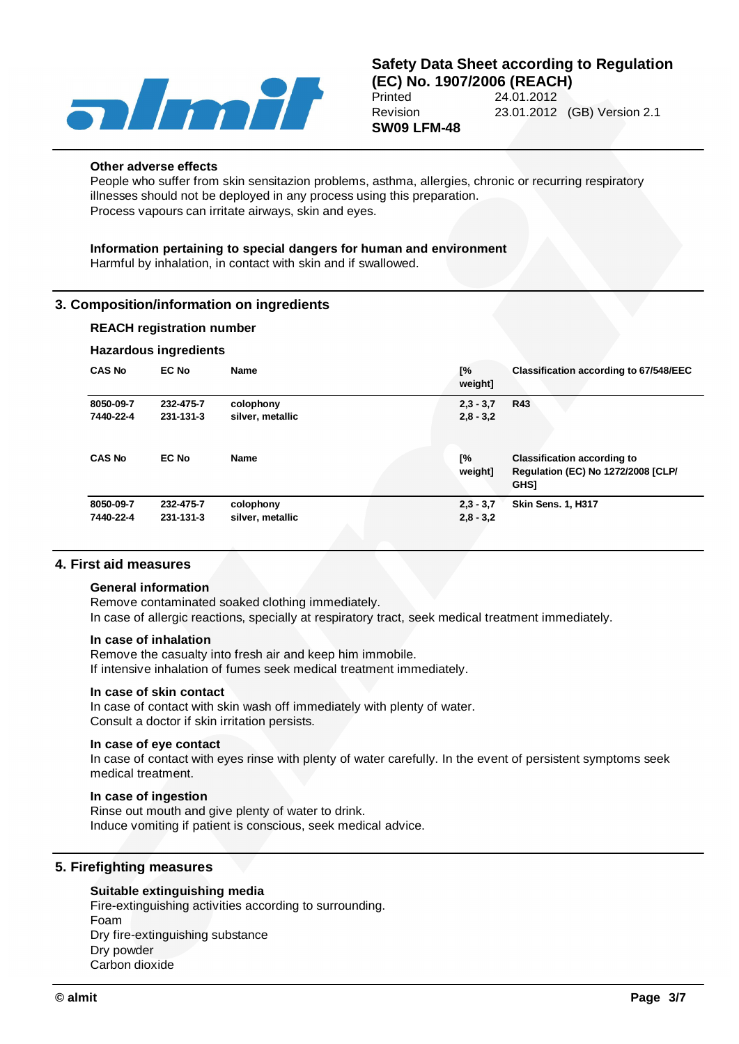**Other adverse effects**

People who suffer from skin sensitazion problems, asthma, allergies, chronic or recurring respiratory illnesses should not be deployed in any process using this preparation.
Process vapours can irritate airways, skin and eyes.

**Information pertaining to special dangers for human and environment**

Harmful by inhalation, in contact with skin and if swallowed.

## 3. Composition/information on ingredients

**REACH registration number**

**Hazardous ingredients**

| CAS No | EC No | Name | [% weight] | Classification according to 67/548/EEC |
|---|---|---|---|---|
| 8050-09-7 | 232-475-7 | colophony | 2,3 - 3,7 | R43 |
| 7440-22-4 | 231-131-3 | silver, metallic | 2,8 - 3,2 | |

| CAS No | EC No | Name | [% weight] | Classification according to Regulation (EC) No 1272/2008 [CLP/ GHS] |
|---|---|---|---|---|
| 8050-09-7 | 232-475-7 | colophony | 2,3 - 3,7 | Skin Sens. 1, H317 |
| 7440-22-4 | 231-131-3 | silver, metallic | 2,8 - 3,2 | |

## 4. First aid measures

**General information**

Remove contaminated soaked clothing immediately.
In case of allergic reactions, specially at respiratory tract, seek medical treatment immediately.

**In case of inhalation**

Remove the casualty into fresh air and keep him immobile.
If intensive inhalation of fumes seek medical treatment immediately.

**In case of skin contact**

In case of contact with skin wash off immediately with plenty of water.
Consult a doctor if skin irritation persists.

**In case of eye contact**

In case of contact with eyes rinse with plenty of water carefully. In the event of persistent symptoms seek medical treatment.

**In case of ingestion**

Rinse out mouth and give plenty of water to drink.
Induce vomiting if patient is conscious, seek medical advice.

## 5. Firefighting measures

**Suitable extinguishing media**

Fire-extinguishing activities according to surrounding.
Foam
Dry fire-extinguishing substance
Dry powder
Carbon dioxide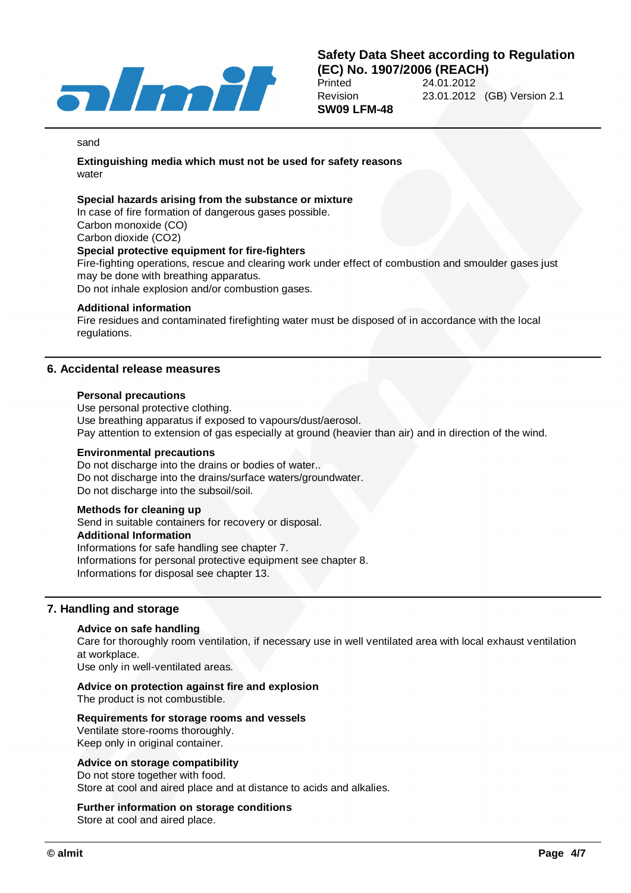sand

**Extinguishing media which must not be used for safety reasons**
water

**Special hazards arising from the substance or mixture**
In case of fire formation of dangerous gases possible.
Carbon monoxide (CO)
Carbon dioxide ($CO_2$)

**Special protective equipment for fire-fighters**
Fire-fighting operations, rescue and clearing work under effect of combustion and smoulder gases just may be done with breathing apparatus.
Do not inhale explosion and/or combustion gases.

**Additional information**
Fire residues and contaminated firefighting water must be disposed of in accordance with the local regulations.

## 6. Accidental release measures

**Personal precautions**
Use personal protective clothing.
Use breathing apparatus if exposed to vapours/dust/aerosol.
Pay attention to extension of gas especially at ground (heavier than air) and in direction of the wind.

**Environmental precautions**
Do not discharge into the drains or bodies of water..
Do not discharge into the drains/surface waters/groundwater.
Do not discharge into the subsoil/soil.

**Methods for cleaning up**
Send in suitable containers for recovery or disposal.

**Additional Information**
Informations for safe handling see chapter 7.
Informations for personal protective equipment see chapter 8.
Informations for disposal see chapter 13.

## 7. Handling and storage

**Advice on safe handling**
Care for thoroughly room ventilation, if necessary use in well ventilated area with local exhaust ventilation at workplace.
Use only in well-ventilated areas.

**Advice on protection against fire and explosion**
The product is not combustible.

**Requirements for storage rooms and vessels**
Ventilate store-rooms thoroughly.
Keep only in original container.

**Advice on storage compatibility**
Do not store together with food.
Store at cool and aired place and at distance to acids and alkalies.

**Further information on storage conditions**
Store at cool and aired place.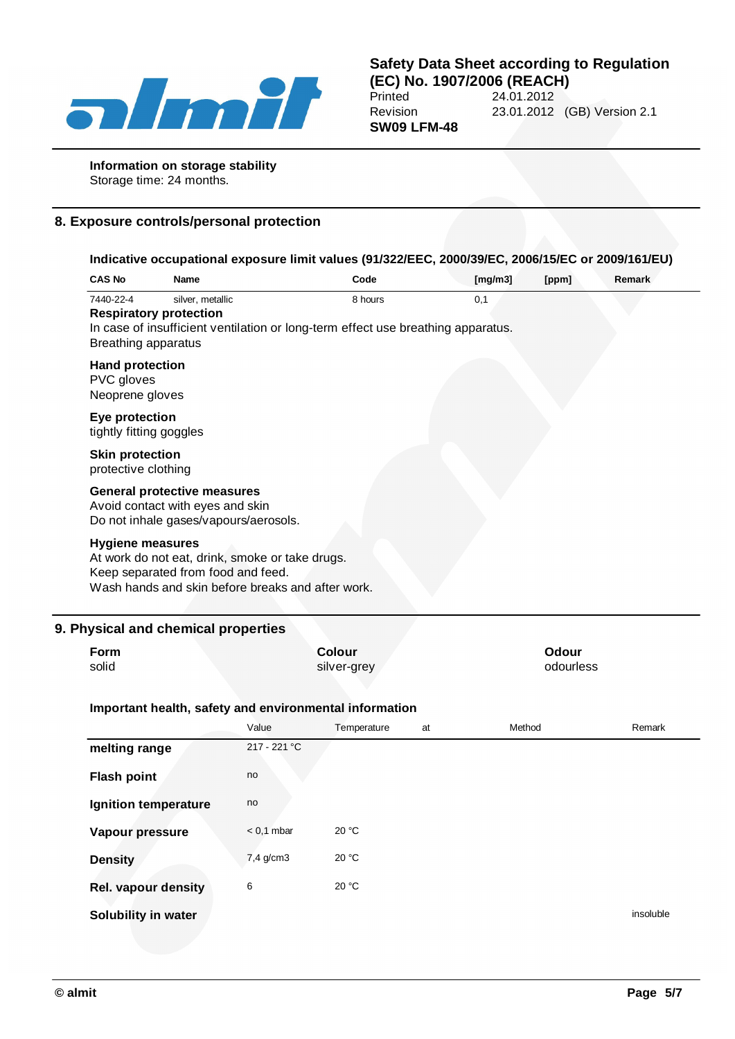**Information on storage stability**

Storage time: 24 months.

## 8. Exposure controls/personal protection

**Indicative occupational exposure limit values (91/322/EEC, 2000/39/EC, 2006/15/EC or 2009/161/EU)**

| CAS No | Name | Code | [mg/m3] | [ppm] | Remark |
|---|---|---|---|---|---|
| 7440-22-4 | silver, metallic | 8 hours | 0,1 | | |

**Respiratory protection**

In case of insufficient ventilation or long-term effect use breathing apparatus.

Breathing apparatus

**Hand protection**

PVC gloves

Neoprene gloves

**Eye protection**

tightly fitting goggles

**Skin protection**

protective clothing

**General protective measures**

Avoid contact with eyes and skin

Do not inhale gases/vapours/aerosols.

**Hygiene measures**

At work do not eat, drink, smoke or take drugs.

Keep separated from food and feed.

Wash hands and skin before breaks and after work.

## 9. Physical and chemical properties

| Form | Colour | Odour |
|---|---|---|
| solid | silver-grey | odourless |

**Important health, safety and environmental information**

| | Value | Temperature | at | Method | Remark |
|---|---|---|---|---|---|
| **melting range** | 217 - 221 °C | | | | |
| **Flash point** | no | | | | |
| **Ignition temperature** | no | | | | |
| **Vapour pressure** | < 0,1 mbar | 20 °C | | | |
| **Density** | 7,4 g/cm3 | 20 °C | | | |
| **Rel. vapour density** | 6 | 20 °C | | | |
| **Solubility in water** | | | | | insoluble |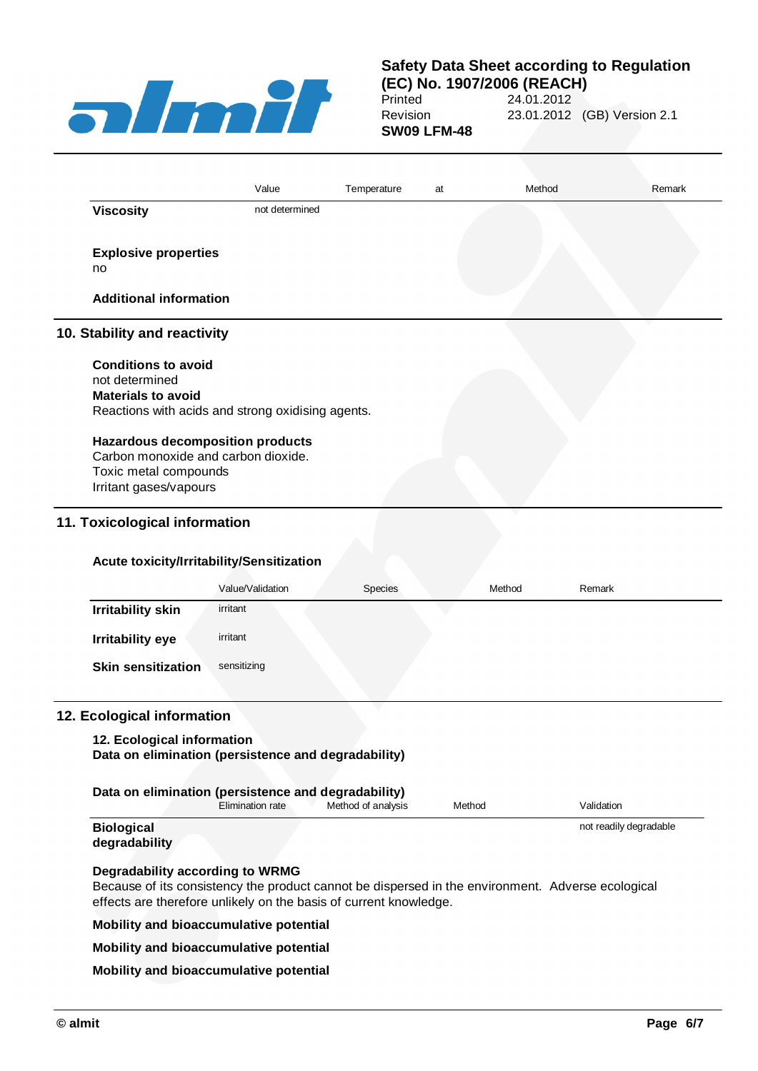| | Value | Temperature | at | Method | Remark |
|---|---|---|---|---|---|
| **Viscosity** | not determined | | | | |

**Explosive properties**
no

**Additional information**

## 10. Stability and reactivity

**Conditions to avoid**
not determined
**Materials to avoid**
Reactions with acids and strong oxidising agents.

**Hazardous decomposition products**
Carbon monoxide and carbon dioxide.
Toxic metal compounds
Irritant gases/vapours

## 11. Toxicological information

**Acute toxicity/Irritability/Sensitization**

| | Value/Validation | Species | Method | Remark |
|---|---|---|---|---|
| **Irritability skin** | irritant | | | |
| **Irritability eye** | irritant | | | |
| **Skin sensitization** | sensitizing | | | |

## 12. Ecological information

**12. Ecological information**
**Data on elimination (persistence and degradability)**

**Data on elimination (persistence and degradability)**

| | Elimination rate | Method of analysis | Method | Validation |
|---|---|---|---|---|
| **Biological degradability** | | | | not readily degradable |

**Degradability according to WRMG**
Because of its consistency the product cannot be dispersed in the environment. Adverse ecological effects are therefore unlikely on the basis of current knowledge.

**Mobility and bioaccumulative potential**

**Mobility and bioaccumulative potential**

**Mobility and bioaccumulative potential**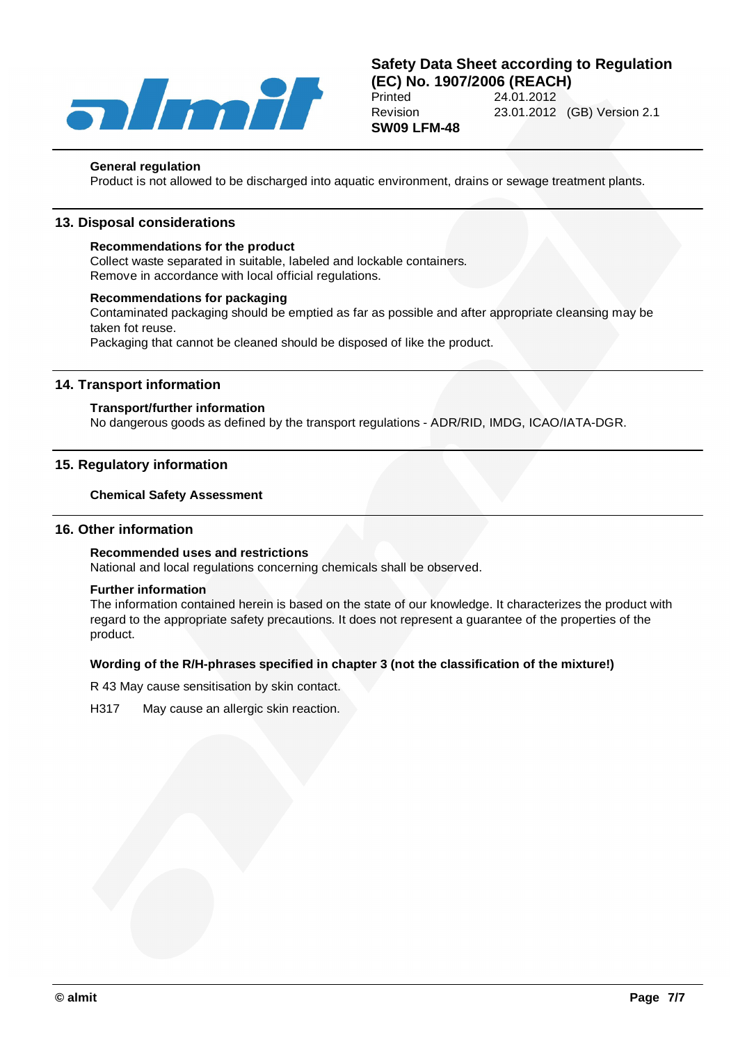### General regulation

Product is not allowed to be discharged into aquatic environment, drains or sewage treatment plants.

## 13. Disposal considerations

### Recommendations for the product

Collect waste separated in suitable, labeled and lockable containers.
Remove in accordance with local official regulations.

### Recommendations for packaging

Contaminated packaging should be emptied as far as possible and after appropriate cleansing may be taken fot reuse.
Packaging that cannot be cleaned should be disposed of like the product.

## 14. Transport information

### Transport/further information

No dangerous goods as defined by the transport regulations - ADR/RID, IMDG, ICAO/IATA-DGR.

## 15. Regulatory information

### Chemical Safety Assessment

## 16. Other information

### Recommended uses and restrictions

National and local regulations concerning chemicals shall be observed.

### Further information

The information contained herein is based on the state of our knowledge. It characterizes the product with regard to the appropriate safety precautions. It does not represent a guarantee of the properties of the product.

### Wording of the R/H-phrases specified in chapter 3 (not the classification of the mixture!)

R 43 May cause sensitisation by skin contact.

H317 May cause an allergic skin reaction.